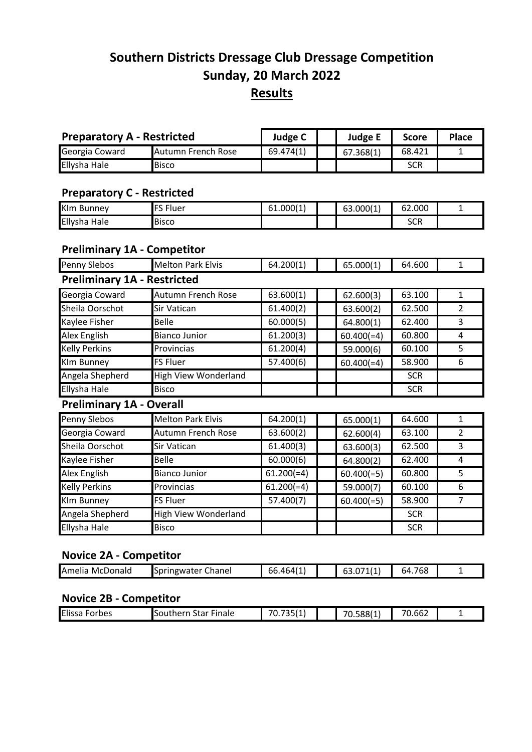# Southern Districts Dressage Club Dressage Competition

## Sunday, 20 March 2022

## Results

### Preparatory A - Restricted

| Rider | Horse | Judge C | | Judge E | Score | Place |
|---|---|---|---|---|---|---|
| Georgia Coward | Autumn French Rose | 69.474(1) | | 67.368(1) | 68.421 | 1 |
| Ellysha Hale | Bisco | | | | SCR | |

### Preparatory C - Restricted

| Rider | Horse | Judge C | | Judge E | Score | Place |
|---|---|---|---|---|---|---|
| KIm Bunney | FS Fluer | 61.000(1) | | 63.000(1) | 62.000 | 1 |
| Ellysha Hale | Bisco | | | | SCR | |

### Preliminary 1A - Competitor

| Rider | Horse | Judge C | | Judge E | Score | Place |
|---|---|---|---|---|---|---|
| Penny Slebos | Melton Park Elvis | 64.200(1) | | 65.000(1) | 64.600 | 1 |

### Preliminary 1A - Restricted

| Rider | Horse | Judge C | | Judge E | Score | Place |
|---|---|---|---|---|---|---|
| Georgia Coward | Autumn French Rose | 63.600(1) | | 62.600(3) | 63.100 | 1 |
| Sheila Oorschot | Sir Vatican | 61.400(2) | | 63.600(2) | 62.500 | 2 |
| Kaylee Fisher | Belle | 60.000(5) | | 64.800(1) | 62.400 | 3 |
| Alex English | Bianco Junior | 61.200(3) | | 60.400(=4) | 60.800 | 4 |
| Kelly Perkins | Provincias | 61.200(4) | | 59.000(6) | 60.100 | 5 |
| KIm Bunney | FS Fluer | 57.400(6) | | 60.400(=4) | 58.900 | 6 |
| Angela Shepherd | High View Wonderland | | | | SCR | |
| Ellysha Hale | Bisco | | | | SCR | |

### Preliminary 1A - Overall

| Rider | Horse | Judge C | | Judge E | Score | Place |
|---|---|---|---|---|---|---|
| Penny Slebos | Melton Park Elvis | 64.200(1) | | 65.000(1) | 64.600 | 1 |
| Georgia Coward | Autumn French Rose | 63.600(2) | | 62.600(4) | 63.100 | 2 |
| Sheila Oorschot | Sir Vatican | 61.400(3) | | 63.600(3) | 62.500 | 3 |
| Kaylee Fisher | Belle | 60.000(6) | | 64.800(2) | 62.400 | 4 |
| Alex English | Bianco Junior | 61.200(=4) | | 60.400(=5) | 60.800 | 5 |
| Kelly Perkins | Provincias | 61.200(=4) | | 59.000(7) | 60.100 | 6 |
| KIm Bunney | FS Fluer | 57.400(7) | | 60.400(=5) | 58.900 | 7 |
| Angela Shepherd | High View Wonderland | | | | SCR | |
| Ellysha Hale | Bisco | | | | SCR | |

### Novice 2A - Competitor

| Rider | Horse | Judge C | | Judge E | Score | Place |
|---|---|---|---|---|---|---|
| Amelia McDonald | Springwater Chanel | 66.464(1) | | 63.071(1) | 64.768 | 1 |

### Novice 2B - Competitor

| Rider | Horse | Judge C | | Judge E | Score | Place |
|---|---|---|---|---|---|---|
| Elissa Forbes | Southern Star Finale | 70.735(1) | | 70.588(1) | 70.662 | 1 |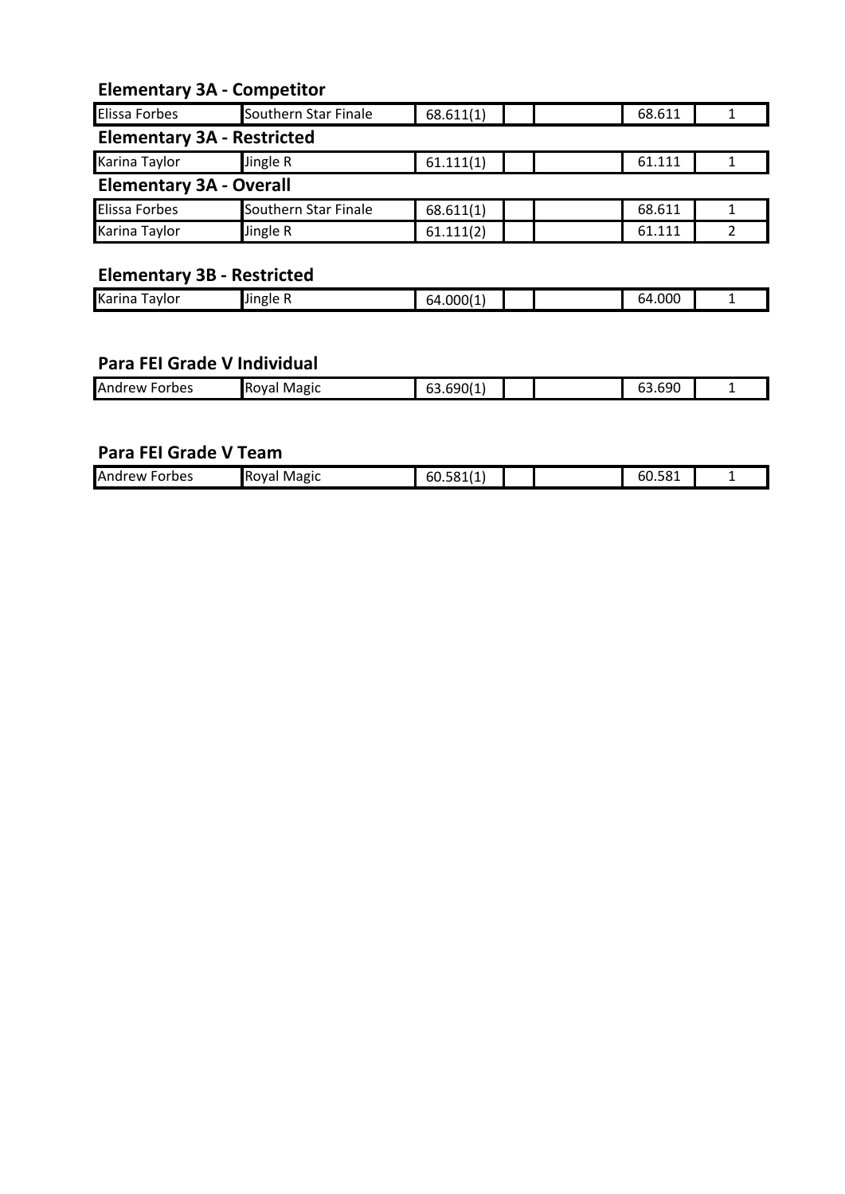## Elementary 3A - Competitor

| | | | | | | |
|---|---|---|---|---|---|---|
| Elissa Forbes | Southern Star Finale | 68.611(1) | | | 68.611 | 1 |

## Elementary 3A - Restricted

| | | | | | | |
|---|---|---|---|---|---|---|
| Karina Taylor | Jingle R | 61.111(1) | | | 61.111 | 1 |

## Elementary 3A - Overall

| | | | | | | |
|---|---|---|---|---|---|---|
| Elissa Forbes | Southern Star Finale | 68.611(1) | | | 68.611 | 1 |
| Karina Taylor | Jingle R | 61.111(2) | | | 61.111 | 2 |

## Elementary 3B - Restricted

| | | | | | | |
|---|---|---|---|---|---|---|
| Karina Taylor | Jingle R | 64.000(1) | | | 64.000 | 1 |

## Para FEI Grade V Individual

| | | | | | | |
|---|---|---|---|---|---|---|
| Andrew Forbes | Royal Magic | 63.690(1) | | | 63.690 | 1 |

## Para FEI Grade V Team

| | | | | | | |
|---|---|---|---|---|---|---|
| Andrew Forbes | Royal Magic | 60.581(1) | | | 60.581 | 1 |